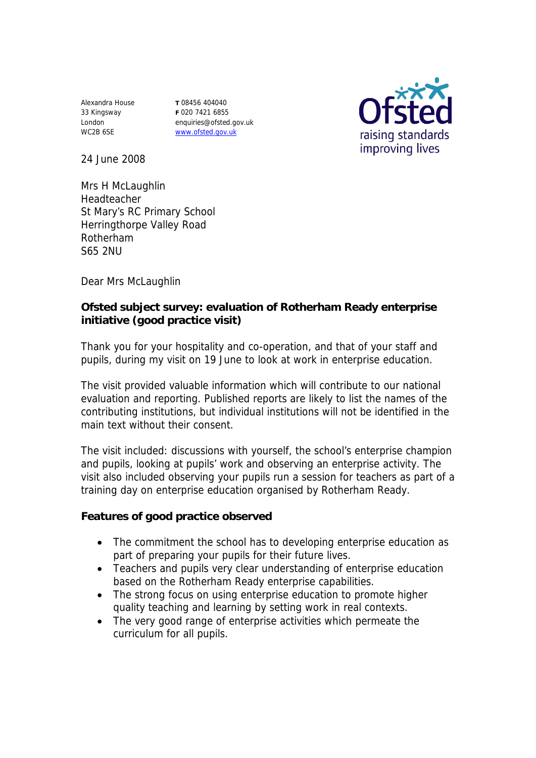Alexandra House
33 Kingsway
London
WC2B 6SE

T 08456 404040
F 020 7421 6855
enquiries@ofsted.gov.uk
www.ofsted.gov.uk

Ofsted
raising standards
improving lives

24 June 2008

Mrs H McLaughlin
Headteacher
St Mary's RC Primary School
Herringthorpe Valley Road
Rotherham
S65 2NU

Dear Mrs McLaughlin

**Ofsted subject survey: evaluation of Rotherham Ready enterprise initiative (good practice visit)**

Thank you for your hospitality and co-operation, and that of your staff and pupils, during my visit on 19 June to look at work in enterprise education.

The visit provided valuable information which will contribute to our national evaluation and reporting. Published reports are likely to list the names of the contributing institutions, but individual institutions will not be identified in the main text without their consent.

The visit included: discussions with yourself, the school's enterprise champion and pupils, looking at pupils' work and observing an enterprise activity. The visit also included observing your pupils run a session for teachers as part of a training day on enterprise education organised by Rotherham Ready.

**Features of good practice observed**

- The commitment the school has to developing enterprise education as part of preparing your pupils for their future lives.
- Teachers and pupils very clear understanding of enterprise education based on the Rotherham Ready enterprise capabilities.
- The strong focus on using enterprise education to promote higher quality teaching and learning by setting work in real contexts.
- The very good range of enterprise activities which permeate the curriculum for all pupils.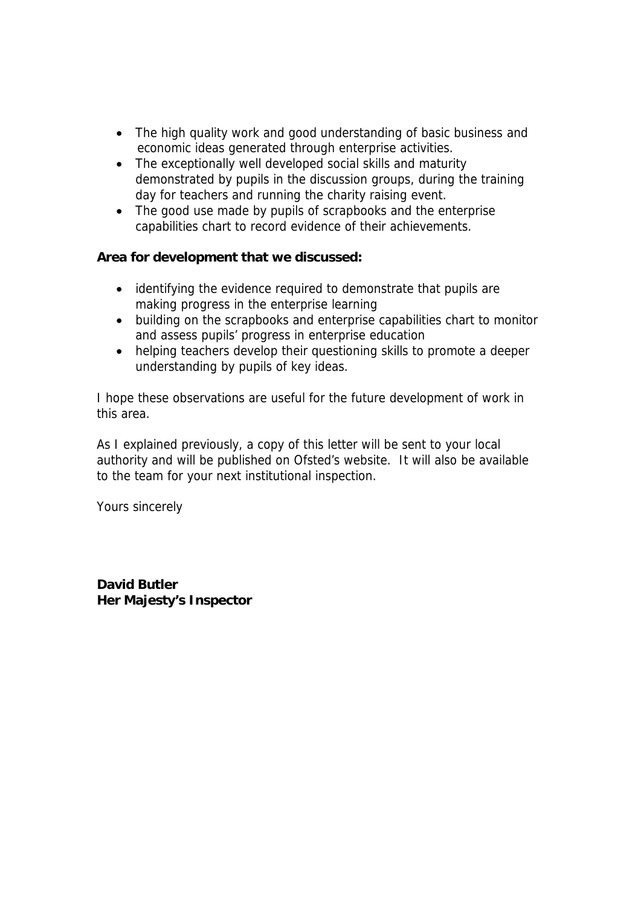- The high quality work and good understanding of basic business and economic ideas generated through enterprise activities.
- The exceptionally well developed social skills and maturity demonstrated by pupils in the discussion groups, during the training day for teachers and running the charity raising event.
- The good use made by pupils of scrapbooks and the enterprise capabilities chart to record evidence of their achievements.

**Area for development that we discussed:**

- identifying the evidence required to demonstrate that pupils are making progress in the enterprise learning
- building on the scrapbooks and enterprise capabilities chart to monitor and assess pupils' progress in enterprise education
- helping teachers develop their questioning skills to promote a deeper understanding by pupils of key ideas.

I hope these observations are useful for the future development of work in this area.

As I explained previously, a copy of this letter will be sent to your local authority and will be published on Ofsted's website. It will also be available to the team for your next institutional inspection.

Yours sincerely

**David Butler**
**Her Majesty's Inspector**